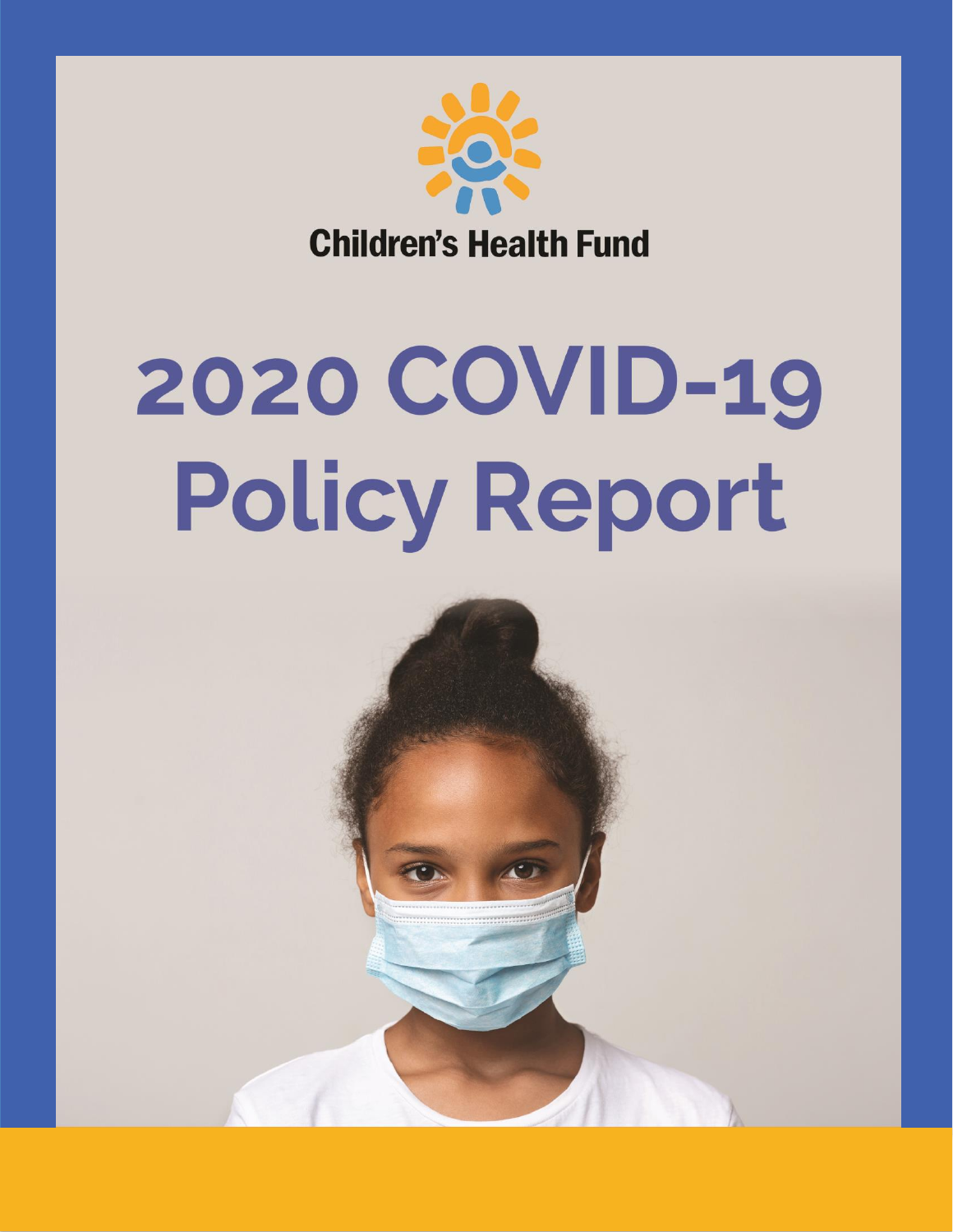Children's Health Fund

# 2020 COVID-19 Policy Report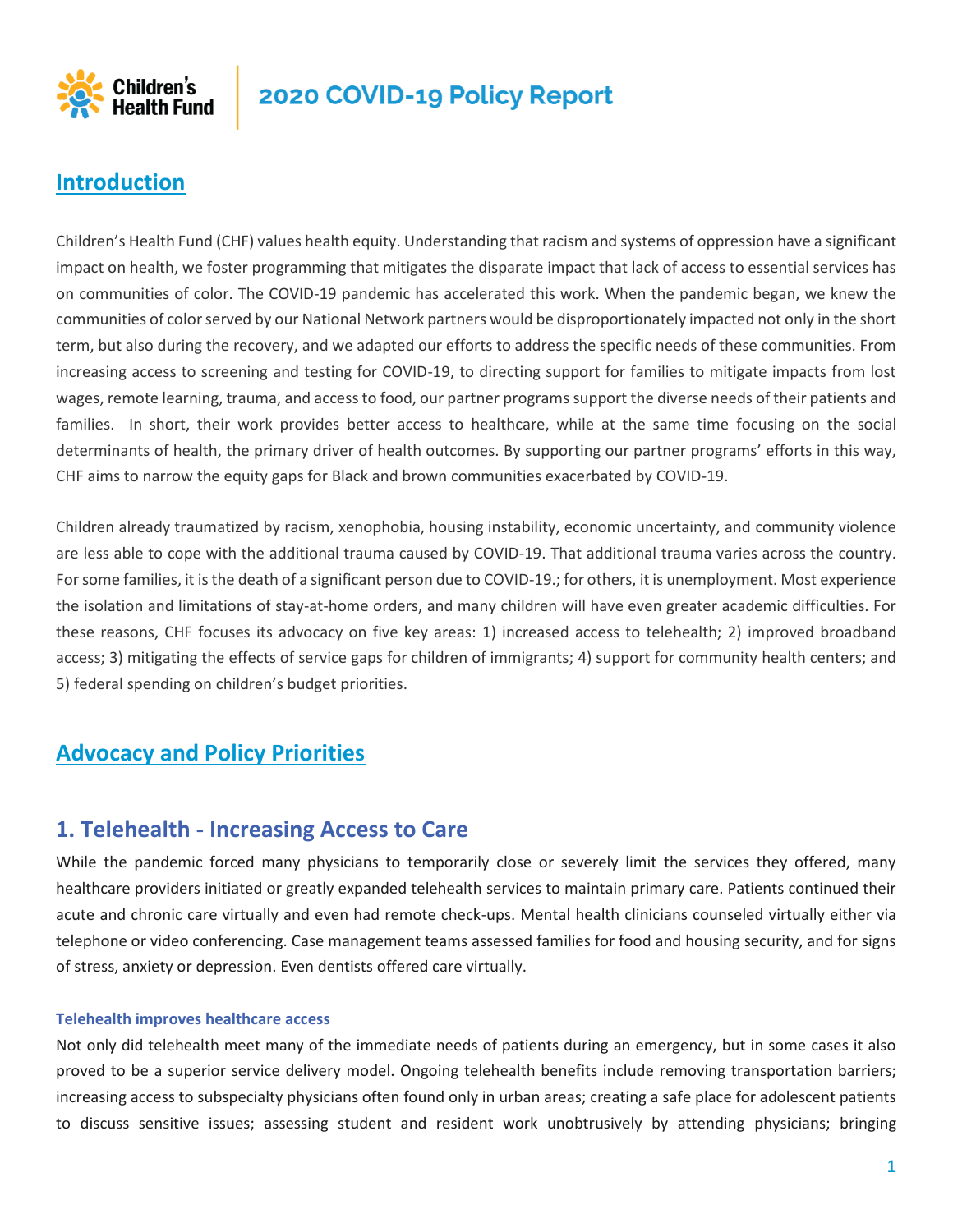# 2020 COVID-19 Policy Report

## Introduction

Children's Health Fund (CHF) values health equity. Understanding that racism and systems of oppression have a significant impact on health, we foster programming that mitigates the disparate impact that lack of access to essential services has on communities of color. The COVID-19 pandemic has accelerated this work. When the pandemic began, we knew the communities of color served by our National Network partners would be disproportionately impacted not only in the short term, but also during the recovery, and we adapted our efforts to address the specific needs of these communities. From increasing access to screening and testing for COVID-19, to directing support for families to mitigate impacts from lost wages, remote learning, trauma, and access to food, our partner programs support the diverse needs of their patients and families. In short, their work provides better access to healthcare, while at the same time focusing on the social determinants of health, the primary driver of health outcomes. By supporting our partner programs' efforts in this way, CHF aims to narrow the equity gaps for Black and brown communities exacerbated by COVID-19.

Children already traumatized by racism, xenophobia, housing instability, economic uncertainty, and community violence are less able to cope with the additional trauma caused by COVID-19. That additional trauma varies across the country. For some families, it is the death of a significant person due to COVID-19.; for others, it is unemployment. Most experience the isolation and limitations of stay-at-home orders, and many children will have even greater academic difficulties. For these reasons, CHF focuses its advocacy on five key areas: 1) increased access to telehealth; 2) improved broadband access; 3) mitigating the effects of service gaps for children of immigrants; 4) support for community health centers; and 5) federal spending on children's budget priorities.

## Advocacy and Policy Priorities

## 1. Telehealth - Increasing Access to Care

While the pandemic forced many physicians to temporarily close or severely limit the services they offered, many healthcare providers initiated or greatly expanded telehealth services to maintain primary care. Patients continued their acute and chronic care virtually and even had remote check-ups. Mental health clinicians counseled virtually either via telephone or video conferencing. Case management teams assessed families for food and housing security, and for signs of stress, anxiety or depression. Even dentists offered care virtually.

#### Telehealth improves healthcare access

Not only did telehealth meet many of the immediate needs of patients during an emergency, but in some cases it also proved to be a superior service delivery model. Ongoing telehealth benefits include removing transportation barriers; increasing access to subspecialty physicians often found only in urban areas; creating a safe place for adolescent patients to discuss sensitive issues; assessing student and resident work unobtrusively by attending physicians; bringing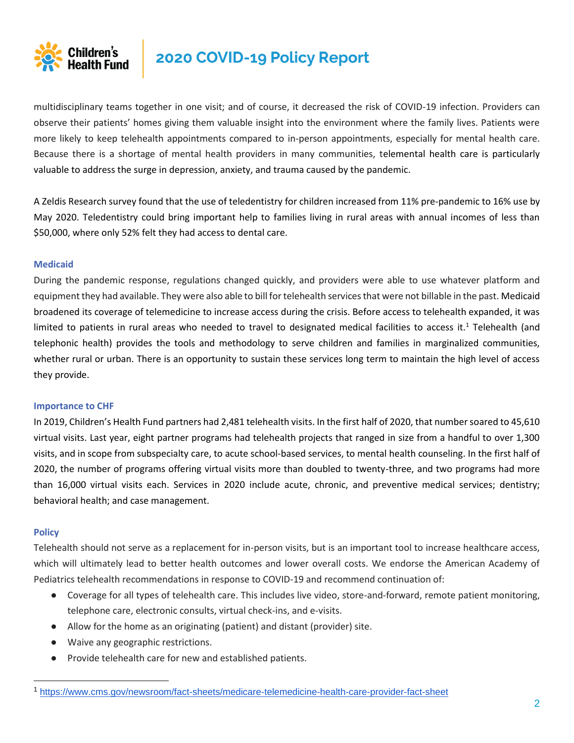multidisciplinary teams together in one visit; and of course, it decreased the risk of COVID-19 infection. Providers can observe their patients' homes giving them valuable insight into the environment where the family lives. Patients were more likely to keep telehealth appointments compared to in-person appointments, especially for mental health care. Because there is a shortage of mental health providers in many communities, telemental health care is particularly valuable to address the surge in depression, anxiety, and trauma caused by the pandemic.

A Zeldis Research survey found that the use of teledentistry for children increased from 11% pre-pandemic to 16% use by May 2020. Teledentistry could bring important help to families living in rural areas with annual incomes of less than $50,000, where only 52% felt they had access to dental care.

### Medicaid

During the pandemic response, regulations changed quickly, and providers were able to use whatever platform and equipment they had available. They were also able to bill for telehealth services that were not billable in the past. Medicaid broadened its coverage of telemedicine to increase access during the crisis. Before access to telehealth expanded, it was limited to patients in rural areas who needed to travel to designated medical facilities to access it.[1] Telehealth (and telephonic health) provides the tools and methodology to serve children and families in marginalized communities, whether rural or urban. There is an opportunity to sustain these services long term to maintain the high level of access they provide.

### Importance to CHF

In 2019, Children's Health Fund partners had 2,481 telehealth visits. In the first half of 2020, that number soared to 45,610 virtual visits. Last year, eight partner programs had telehealth projects that ranged in size from a handful to over 1,300 visits, and in scope from subspecialty care, to acute school-based services, to mental health counseling. In the first half of 2020, the number of programs offering virtual visits more than doubled to twenty-three, and two programs had more than 16,000 virtual visits each. Services in 2020 include acute, chronic, and preventive medical services; dentistry; behavioral health; and case management.

### Policy

Telehealth should not serve as a replacement for in-person visits, but is an important tool to increase healthcare access, which will ultimately lead to better health outcomes and lower overall costs. We endorse the American Academy of Pediatrics telehealth recommendations in response to COVID-19 and recommend continuation of:

- Coverage for all types of telehealth care. This includes live video, store-and-forward, remote patient monitoring, telephone care, electronic consults, virtual check-ins, and e-visits.
- Allow for the home as an originating (patient) and distant (provider) site.
- Waive any geographic restrictions.
- Provide telehealth care for new and established patients.

---

[1] https://www.cms.gov/newsroom/fact-sheets/medicare-telemedicine-health-care-provider-fact-sheet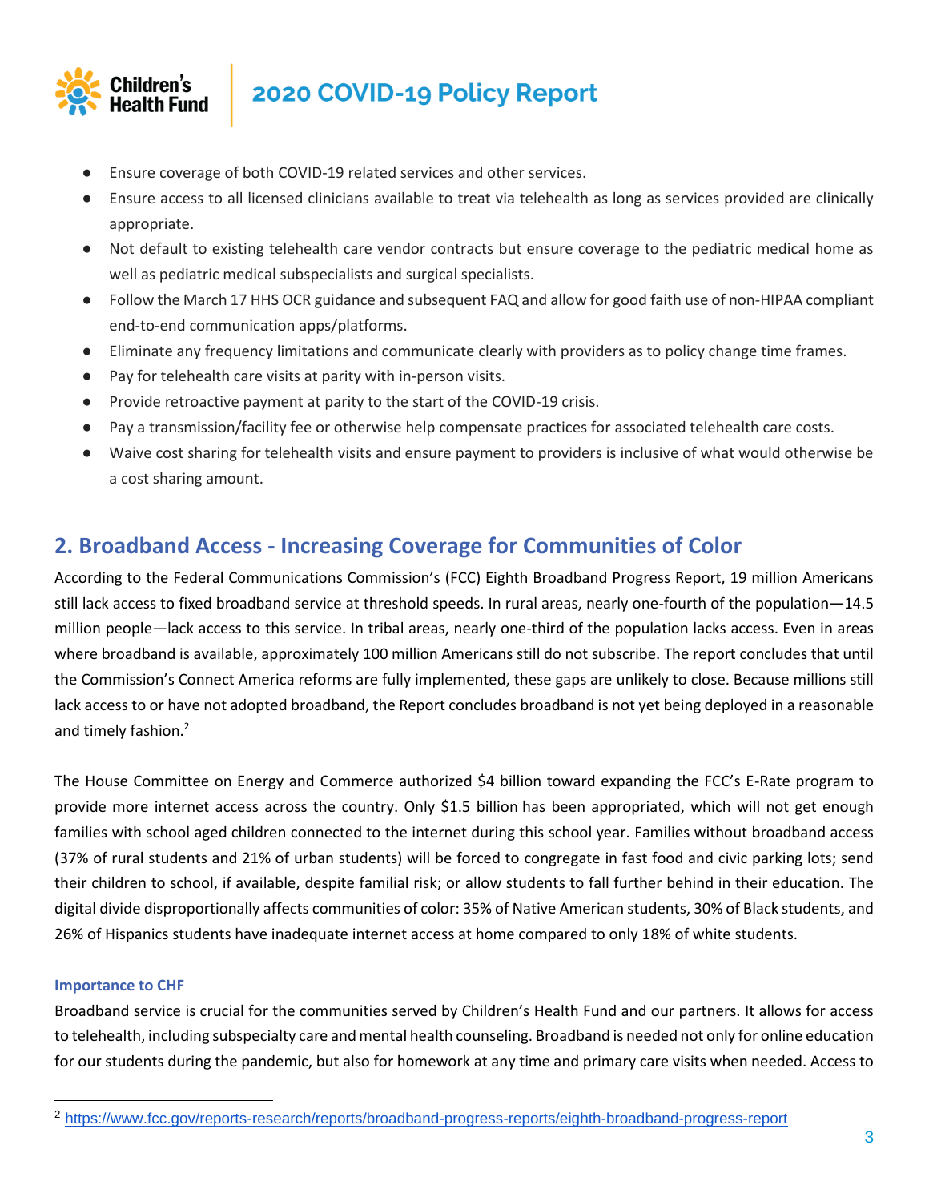- Ensure coverage of both COVID-19 related services and other services.
- Ensure access to all licensed clinicians available to treat via telehealth as long as services provided are clinically appropriate.
- Not default to existing telehealth care vendor contracts but ensure coverage to the pediatric medical home as well as pediatric medical subspecialists and surgical specialists.
- Follow the March 17 HHS OCR guidance and subsequent FAQ and allow for good faith use of non-HIPAA compliant end-to-end communication apps/platforms.
- Eliminate any frequency limitations and communicate clearly with providers as to policy change time frames.
- Pay for telehealth care visits at parity with in-person visits.
- Provide retroactive payment at parity to the start of the COVID-19 crisis.
- Pay a transmission/facility fee or otherwise help compensate practices for associated telehealth care costs.
- Waive cost sharing for telehealth visits and ensure payment to providers is inclusive of what would otherwise be a cost sharing amount.

## 2. Broadband Access - Increasing Coverage for Communities of Color

According to the Federal Communications Commission's (FCC) Eighth Broadband Progress Report, 19 million Americans still lack access to fixed broadband service at threshold speeds. In rural areas, nearly one-fourth of the population—14.5 million people—lack access to this service. In tribal areas, nearly one-third of the population lacks access. Even in areas where broadband is available, approximately 100 million Americans still do not subscribe. The report concludes that until the Commission's Connect America reforms are fully implemented, these gaps are unlikely to close. Because millions still lack access to or have not adopted broadband, the Report concludes broadband is not yet being deployed in a reasonable and timely fashion.[2]

The House Committee on Energy and Commerce authorized $4 billion toward expanding the FCC's E-Rate program to provide more internet access across the country. Only $1.5 billion has been appropriated, which will not get enough families with school aged children connected to the internet during this school year. Families without broadband access (37% of rural students and 21% of urban students) will be forced to congregate in fast food and civic parking lots; send their children to school, if available, despite familial risk; or allow students to fall further behind in their education. The digital divide disproportionally affects communities of color: 35% of Native American students, 30% of Black students, and 26% of Hispanics students have inadequate internet access at home compared to only 18% of white students.

#### Importance to CHF

Broadband service is crucial for the communities served by Children's Health Fund and our partners. It allows for access to telehealth, including subspecialty care and mental health counseling. Broadband is needed not only for online education for our students during the pandemic, but also for homework at any time and primary care visits when needed. Access to

[2] https://www.fcc.gov/reports-research/reports/broadband-progress-reports/eighth-broadband-progress-report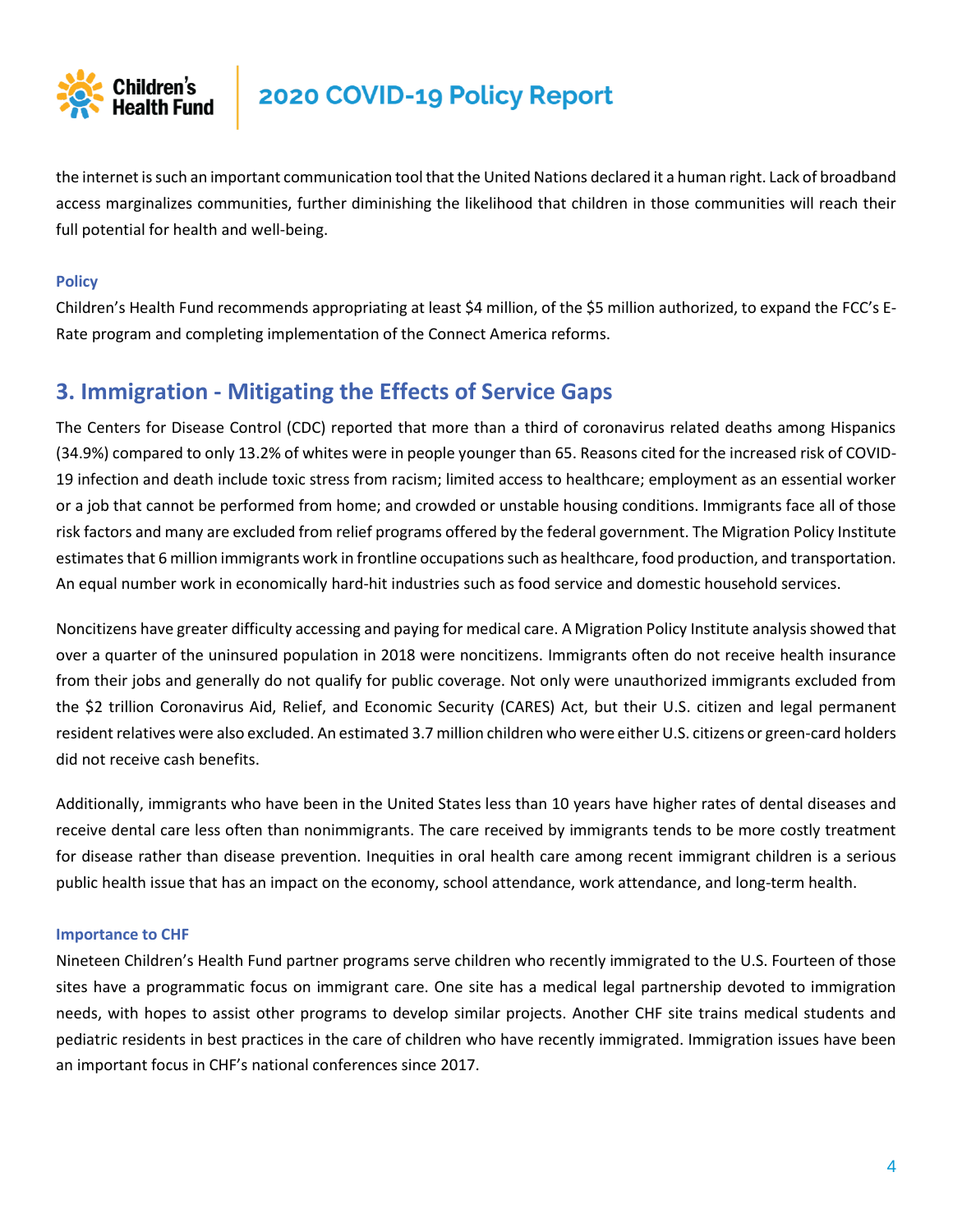the internet is such an important communication tool that the United Nations declared it a human right. Lack of broadband access marginalizes communities, further diminishing the likelihood that children in those communities will reach their full potential for health and well-being.

#### Policy

Children's Health Fund recommends appropriating at least $4 million, of the $5 million authorized, to expand the FCC's E-Rate program and completing implementation of the Connect America reforms.

## 3. Immigration - Mitigating the Effects of Service Gaps

The Centers for Disease Control (CDC) reported that more than a third of coronavirus related deaths among Hispanics (34.9%) compared to only 13.2% of whites were in people younger than 65. Reasons cited for the increased risk of COVID-19 infection and death include toxic stress from racism; limited access to healthcare; employment as an essential worker or a job that cannot be performed from home; and crowded or unstable housing conditions. Immigrants face all of those risk factors and many are excluded from relief programs offered by the federal government. The Migration Policy Institute estimates that 6 million immigrants work in frontline occupations such as healthcare, food production, and transportation. An equal number work in economically hard-hit industries such as food service and domestic household services.

Noncitizens have greater difficulty accessing and paying for medical care. A Migration Policy Institute analysis showed that over a quarter of the uninsured population in 2018 were noncitizens. Immigrants often do not receive health insurance from their jobs and generally do not qualify for public coverage. Not only were unauthorized immigrants excluded from the $2 trillion Coronavirus Aid, Relief, and Economic Security (CARES) Act, but their U.S. citizen and legal permanent resident relatives were also excluded. An estimated 3.7 million children who were either U.S. citizens or green-card holders did not receive cash benefits.

Additionally, immigrants who have been in the United States less than 10 years have higher rates of dental diseases and receive dental care less often than nonimmigrants. The care received by immigrants tends to be more costly treatment for disease rather than disease prevention. Inequities in oral health care among recent immigrant children is a serious public health issue that has an impact on the economy, school attendance, work attendance, and long-term health.

#### Importance to CHF

Nineteen Children's Health Fund partner programs serve children who recently immigrated to the U.S. Fourteen of those sites have a programmatic focus on immigrant care. One site has a medical legal partnership devoted to immigration needs, with hopes to assist other programs to develop similar projects. Another CHF site trains medical students and pediatric residents in best practices in the care of children who have recently immigrated. Immigration issues have been an important focus in CHF's national conferences since 2017.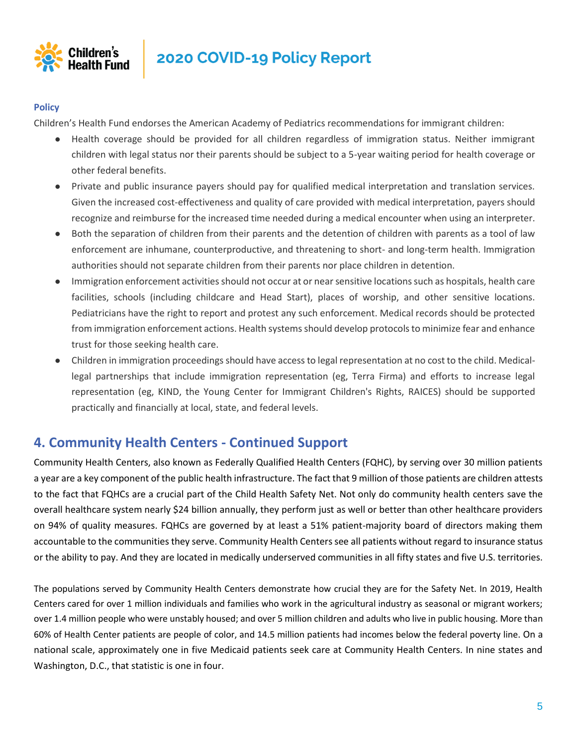**Policy**

Children's Health Fund endorses the American Academy of Pediatrics recommendations for immigrant children:

- Health coverage should be provided for all children regardless of immigration status. Neither immigrant children with legal status nor their parents should be subject to a 5-year waiting period for health coverage or other federal benefits.
- Private and public insurance payers should pay for qualified medical interpretation and translation services. Given the increased cost-effectiveness and quality of care provided with medical interpretation, payers should recognize and reimburse for the increased time needed during a medical encounter when using an interpreter.
- Both the separation of children from their parents and the detention of children with parents as a tool of law enforcement are inhumane, counterproductive, and threatening to short- and long-term health. Immigration authorities should not separate children from their parents nor place children in detention.
- Immigration enforcement activities should not occur at or near sensitive locations such as hospitals, health care facilities, schools (including childcare and Head Start), places of worship, and other sensitive locations. Pediatricians have the right to report and protest any such enforcement. Medical records should be protected from immigration enforcement actions. Health systems should develop protocols to minimize fear and enhance trust for those seeking health care.
- Children in immigration proceedings should have access to legal representation at no cost to the child. Medical-legal partnerships that include immigration representation (eg, Terra Firma) and efforts to increase legal representation (eg, KIND, the Young Center for Immigrant Children's Rights, RAICES) should be supported practically and financially at local, state, and federal levels.

## 4. Community Health Centers - Continued Support

Community Health Centers, also known as Federally Qualified Health Centers (FQHC), by serving over 30 million patients a year are a key component of the public health infrastructure. The fact that 9 million of those patients are children attests to the fact that FQHCs are a crucial part of the Child Health Safety Net. Not only do community health centers save the overall healthcare system nearly $24 billion annually, they perform just as well or better than other healthcare providers on 94% of quality measures. FQHCs are governed by at least a 51% patient-majority board of directors making them accountable to the communities they serve. Community Health Centers see all patients without regard to insurance status or the ability to pay. And they are located in medically underserved communities in all fifty states and five U.S. territories.

The populations served by Community Health Centers demonstrate how crucial they are for the Safety Net. In 2019, Health Centers cared for over 1 million individuals and families who work in the agricultural industry as seasonal or migrant workers; over 1.4 million people who were unstably housed; and over 5 million children and adults who live in public housing. More than 60% of Health Center patients are people of color, and 14.5 million patients had incomes below the federal poverty line. On a national scale, approximately one in five Medicaid patients seek care at Community Health Centers. In nine states and Washington, D.C., that statistic is one in four.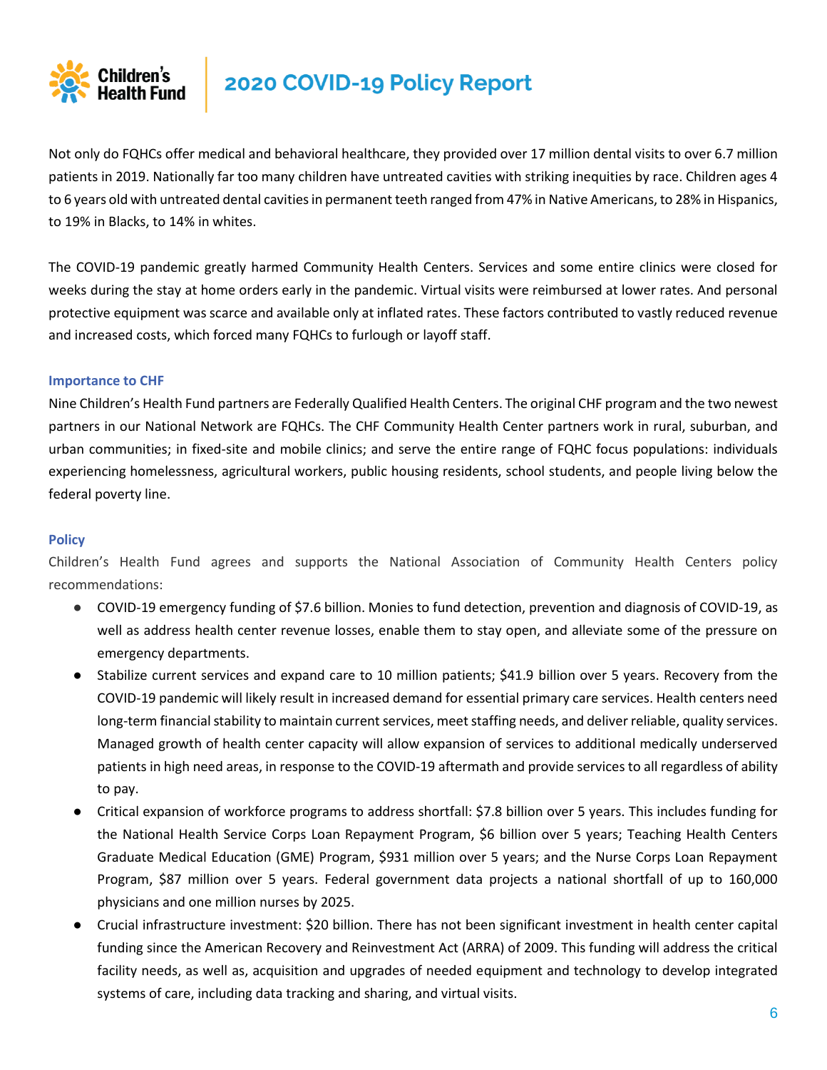Not only do FQHCs offer medical and behavioral healthcare, they provided over 17 million dental visits to over 6.7 million patients in 2019. Nationally far too many children have untreated cavities with striking inequities by race. Children ages 4 to 6 years old with untreated dental cavities in permanent teeth ranged from 47% in Native Americans, to 28% in Hispanics, to 19% in Blacks, to 14% in whites.

The COVID-19 pandemic greatly harmed Community Health Centers. Services and some entire clinics were closed for weeks during the stay at home orders early in the pandemic. Virtual visits were reimbursed at lower rates. And personal protective equipment was scarce and available only at inflated rates. These factors contributed to vastly reduced revenue and increased costs, which forced many FQHCs to furlough or layoff staff.

### Importance to CHF

Nine Children's Health Fund partners are Federally Qualified Health Centers. The original CHF program and the two newest partners in our National Network are FQHCs. The CHF Community Health Center partners work in rural, suburban, and urban communities; in fixed-site and mobile clinics; and serve the entire range of FQHC focus populations: individuals experiencing homelessness, agricultural workers, public housing residents, school students, and people living below the federal poverty line.

### Policy

Children's Health Fund agrees and supports the National Association of Community Health Centers policy recommendations:

- COVID-19 emergency funding of $7.6 billion. Monies to fund detection, prevention and diagnosis of COVID-19, as well as address health center revenue losses, enable them to stay open, and alleviate some of the pressure on emergency departments.
- Stabilize current services and expand care to 10 million patients; $41.9 billion over 5 years. Recovery from the COVID-19 pandemic will likely result in increased demand for essential primary care services. Health centers need long-term financial stability to maintain current services, meet staffing needs, and deliver reliable, quality services. Managed growth of health center capacity will allow expansion of services to additional medically underserved patients in high need areas, in response to the COVID-19 aftermath and provide services to all regardless of ability to pay.
- Critical expansion of workforce programs to address shortfall: $7.8 billion over 5 years. This includes funding for the National Health Service Corps Loan Repayment Program, $6 billion over 5 years; Teaching Health Centers Graduate Medical Education (GME) Program, $931 million over 5 years; and the Nurse Corps Loan Repayment Program, $87 million over 5 years. Federal government data projects a national shortfall of up to 160,000 physicians and one million nurses by 2025.
- Crucial infrastructure investment: $20 billion. There has not been significant investment in health center capital funding since the American Recovery and Reinvestment Act (ARRA) of 2009. This funding will address the critical facility needs, as well as, acquisition and upgrades of needed equipment and technology to develop integrated systems of care, including data tracking and sharing, and virtual visits.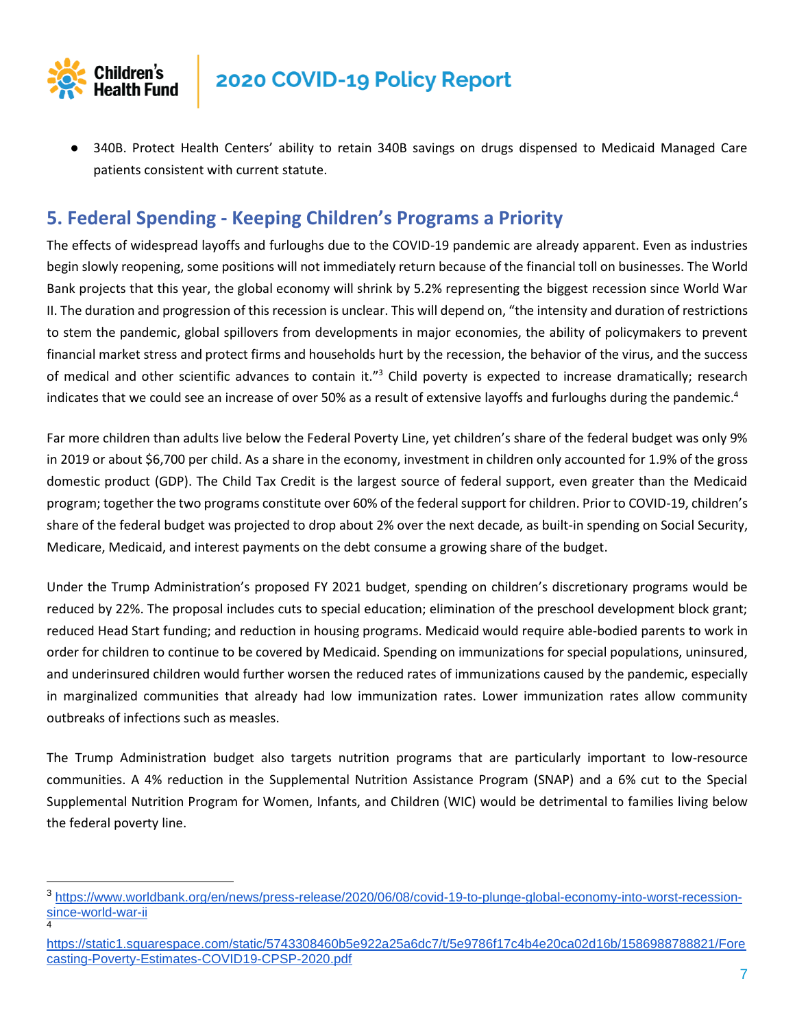- 340B. Protect Health Centers' ability to retain 340B savings on drugs dispensed to Medicaid Managed Care patients consistent with current statute.

## 5. Federal Spending - Keeping Children's Programs a Priority

The effects of widespread layoffs and furloughs due to the COVID-19 pandemic are already apparent. Even as industries begin slowly reopening, some positions will not immediately return because of the financial toll on businesses. The World Bank projects that this year, the global economy will shrink by 5.2% representing the biggest recession since World War II. The duration and progression of this recession is unclear. This will depend on, "the intensity and duration of restrictions to stem the pandemic, global spillovers from developments in major economies, the ability of policymakers to prevent financial market stress and protect firms and households hurt by the recession, the behavior of the virus, and the success of medical and other scientific advances to contain it."[3] Child poverty is expected to increase dramatically; research indicates that we could see an increase of over 50% as a result of extensive layoffs and furloughs during the pandemic.[4]

Far more children than adults live below the Federal Poverty Line, yet children's share of the federal budget was only 9% in 2019 or about $6,700 per child. As a share in the economy, investment in children only accounted for 1.9% of the gross domestic product (GDP). The Child Tax Credit is the largest source of federal support, even greater than the Medicaid program; together the two programs constitute over 60% of the federal support for children. Prior to COVID-19, children's share of the federal budget was projected to drop about 2% over the next decade, as built-in spending on Social Security, Medicare, Medicaid, and interest payments on the debt consume a growing share of the budget.

Under the Trump Administration's proposed FY 2021 budget, spending on children's discretionary programs would be reduced by 22%. The proposal includes cuts to special education; elimination of the preschool development block grant; reduced Head Start funding; and reduction in housing programs. Medicaid would require able-bodied parents to work in order for children to continue to be covered by Medicaid. Spending on immunizations for special populations, uninsured, and underinsured children would further worsen the reduced rates of immunizations caused by the pandemic, especially in marginalized communities that already had low immunization rates. Lower immunization rates allow community outbreaks of infections such as measles.

The Trump Administration budget also targets nutrition programs that are particularly important to low-resource communities. A 4% reduction in the Supplemental Nutrition Assistance Program (SNAP) and a 6% cut to the Special Supplemental Nutrition Program for Women, Infants, and Children (WIC) would be detrimental to families living below the federal poverty line.

---

[3] https://www.worldbank.org/en/news/press-release/2020/06/08/covid-19-to-plunge-global-economy-into-worst-recession-since-world-war-ii

[4] https://static1.squarespace.com/static/5743308460b5e922a25a6dc7/t/5e9786f17c4b4e20ca02d16b/1586988788821/Forecasting-Poverty-Estimates-COVID19-CPSP-2020.pdf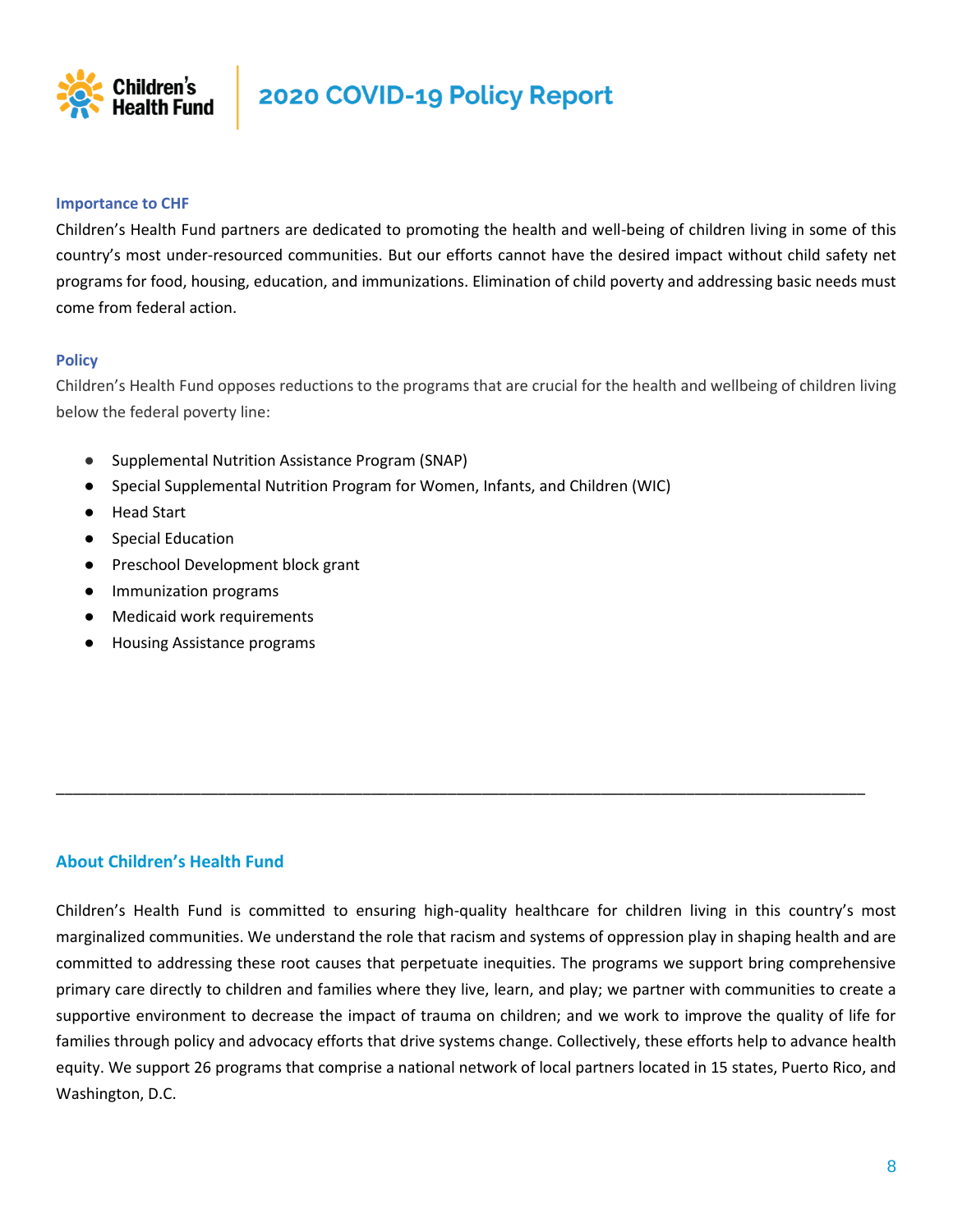### Importance to CHF

Children's Health Fund partners are dedicated to promoting the health and well-being of children living in some of this country's most under-resourced communities. But our efforts cannot have the desired impact without child safety net programs for food, housing, education, and immunizations. Elimination of child poverty and addressing basic needs must come from federal action.

### Policy

Children's Health Fund opposes reductions to the programs that are crucial for the health and wellbeing of children living below the federal poverty line:

- Supplemental Nutrition Assistance Program (SNAP)
- Special Supplemental Nutrition Program for Women, Infants, and Children (WIC)
- Head Start
- Special Education
- Preschool Development block grant
- Immunization programs
- Medicaid work requirements
- Housing Assistance programs

---

## About Children's Health Fund

Children's Health Fund is committed to ensuring high-quality healthcare for children living in this country's most marginalized communities. We understand the role that racism and systems of oppression play in shaping health and are committed to addressing these root causes that perpetuate inequities. The programs we support bring comprehensive primary care directly to children and families where they live, learn, and play; we partner with communities to create a supportive environment to decrease the impact of trauma on children; and we work to improve the quality of life for families through policy and advocacy efforts that drive systems change. Collectively, these efforts help to advance health equity. We support 26 programs that comprise a national network of local partners located in 15 states, Puerto Rico, and Washington, D.C.